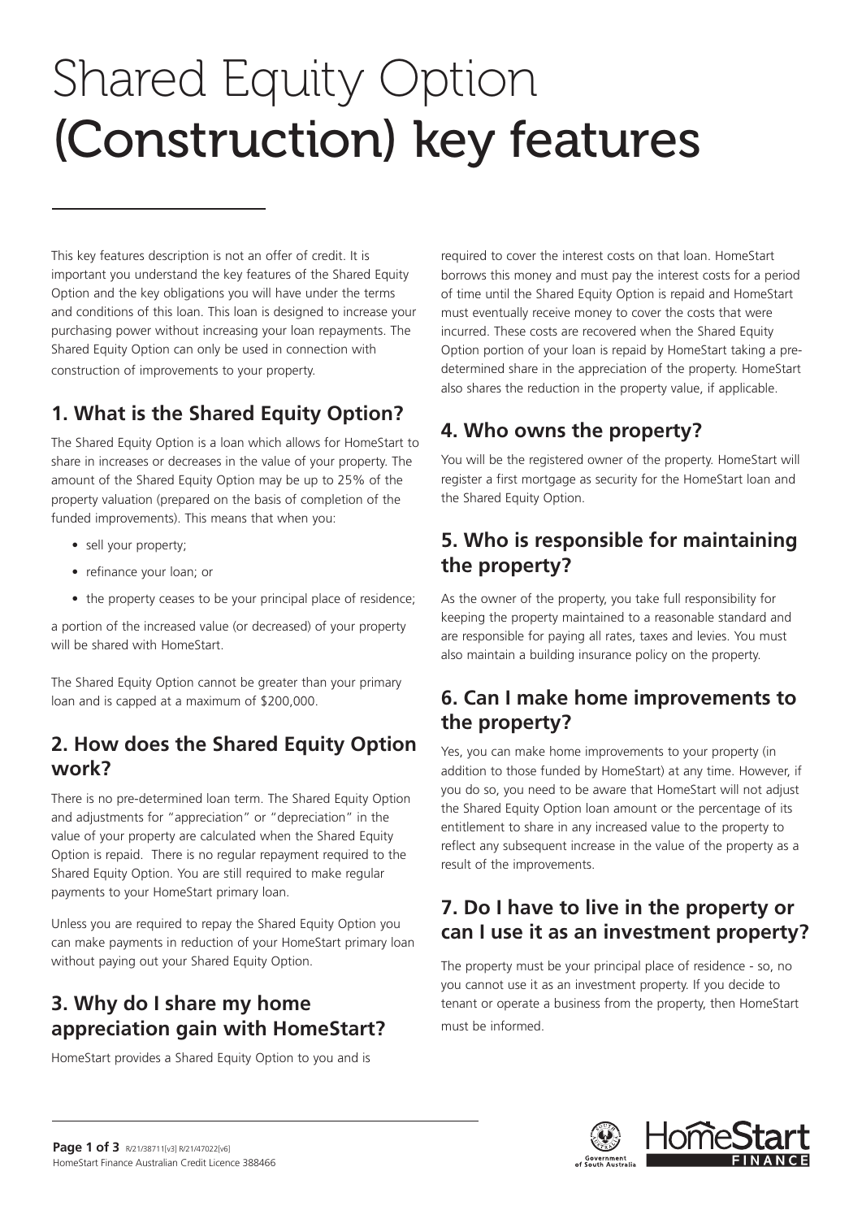# Shared Equity Option (Construction) key features

This key features description is not an offer of credit. It is important you understand the key features of the Shared Equity Option and the key obligations you will have under the terms and conditions of this loan. This loan is designed to increase your purchasing power without increasing your loan repayments. The Shared Equity Option can only be used in connection with construction of improvements to your property.

## 1. What is the Shared Equity Option?

The Shared Equity Option is a loan which allows for HomeStart to share in increases or decreases in the value of your property. The amount of the Shared Equity Option may be up to 25% of the property valuation (prepared on the basis of completion of the funded improvements). This means that when you:

- sell your property;
- refinance your loan; or
- the property ceases to be your principal place of residence;

a portion of the increased value (or decreased) of your property will be shared with HomeStart.

The Shared Equity Option cannot be greater than your primary loan and is capped at a maximum of $200,000.

## 2. How does the Shared Equity Option work?

There is no pre-determined loan term. The Shared Equity Option and adjustments for "appreciation" or "depreciation" in the value of your property are calculated when the Shared Equity Option is repaid. There is no regular repayment required to the Shared Equity Option. You are still required to make regular payments to your HomeStart primary loan.

Unless you are required to repay the Shared Equity Option you can make payments in reduction of your HomeStart primary loan without paying out your Shared Equity Option.

## 3. Why do I share my home appreciation gain with HomeStart?

HomeStart provides a Shared Equity Option to you and is required to cover the interest costs on that loan. HomeStart borrows this money and must pay the interest costs for a period of time until the Shared Equity Option is repaid and HomeStart must eventually receive money to cover the costs that were incurred. These costs are recovered when the Shared Equity Option portion of your loan is repaid by HomeStart taking a pre-determined share in the appreciation of the property. HomeStart also shares the reduction in the property value, if applicable.

## 4. Who owns the property?

You will be the registered owner of the property. HomeStart will register a first mortgage as security for the HomeStart loan and the Shared Equity Option.

## 5. Who is responsible for maintaining the property?

As the owner of the property, you take full responsibility for keeping the property maintained to a reasonable standard and are responsible for paying all rates, taxes and levies. You must also maintain a building insurance policy on the property.

## 6. Can I make home improvements to the property?

Yes, you can make home improvements to your property (in addition to those funded by HomeStart) at any time. However, if you do so, you need to be aware that HomeStart will not adjust the Shared Equity Option loan amount or the percentage of its entitlement to share in any increased value to the property to reflect any subsequent increase in the value of the property as a result of the improvements.

## 7. Do I have to live in the property or can I use it as an investment property?

The property must be your principal place of residence - so, no you cannot use it as an investment property. If you decide to tenant or operate a business from the property, then HomeStart must be informed.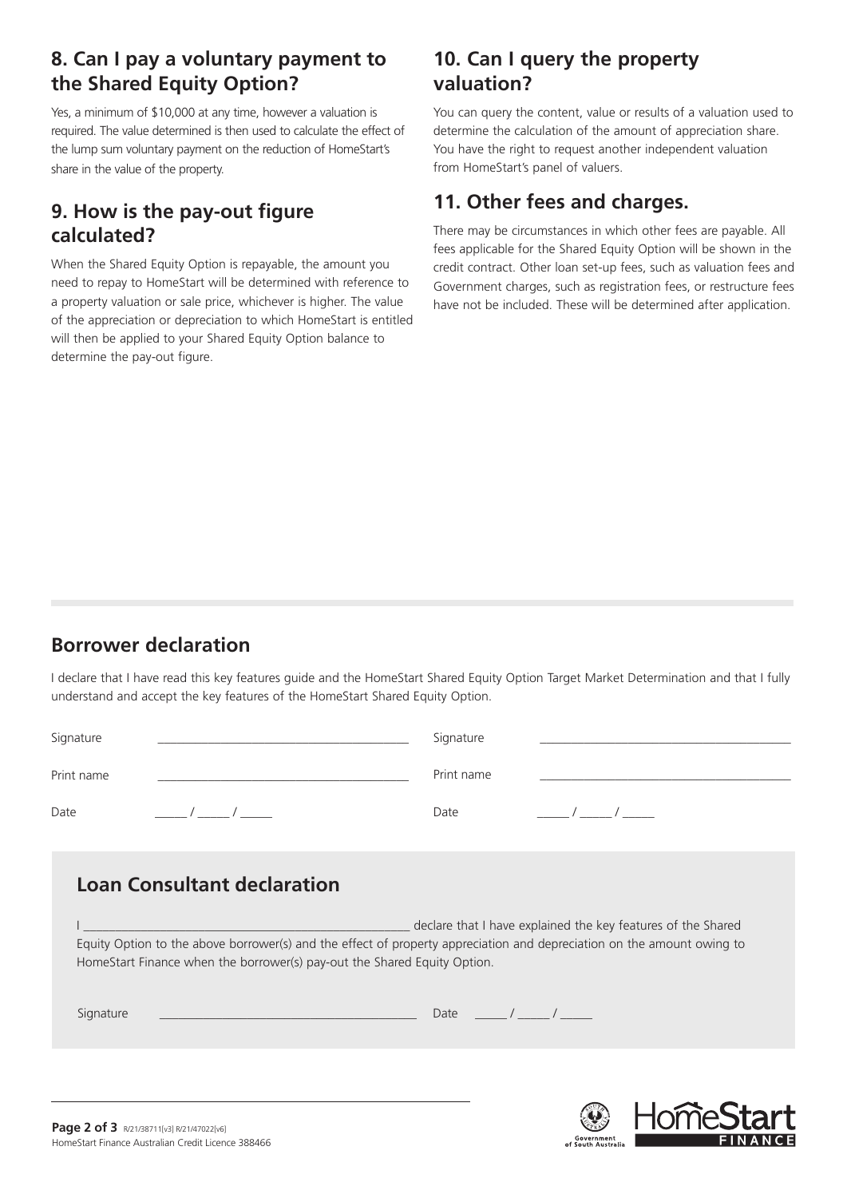## 8. Can I pay a voluntary payment to the Shared Equity Option?

Yes, a minimum of $10,000 at any time, however a valuation is required. The value determined is then used to calculate the effect of the lump sum voluntary payment on the reduction of HomeStart's share in the value of the property.

## 9. How is the pay-out figure calculated?

When the Shared Equity Option is repayable, the amount you need to repay to HomeStart will be determined with reference to a property valuation or sale price, whichever is higher. The value of the appreciation or depreciation to which HomeStart is entitled will then be applied to your Shared Equity Option balance to determine the pay-out figure.

## 10. Can I query the property valuation?

You can query the content, value or results of a valuation used to determine the calculation of the amount of appreciation share. You have the right to request another independent valuation from HomeStart's panel of valuers.

## 11. Other fees and charges.

There may be circumstances in which other fees are payable. All fees applicable for the Shared Equity Option will be shown in the credit contract. Other loan set-up fees, such as valuation fees and Government charges, such as registration fees, or restructure fees have not be included. These will be determined after application.

## Borrower declaration

I declare that I have read this key features guide and the HomeStart Shared Equity Option Target Market Determination and that I fully understand and accept the key features of the HomeStart Shared Equity Option.

Signature ________________________________________ Signature ________________________________________

Print name ________________________________________ Print name ________________________________________

Date _____ / _____ / _____ Date _____ / _____ / _____

## Loan Consultant declaration

I ____________________________________________________ declare that I have explained the key features of the Shared Equity Option to the above borrower(s) and the effect of property appreciation and depreciation on the amount owing to HomeStart Finance when the borrower(s) pay-out the Shared Equity Option.

Signature ________________________________________ Date _____ / _____ / _____

R/21/38711[v3] R/21/47022[v6]

HomeStart Finance Australian Credit Licence 388466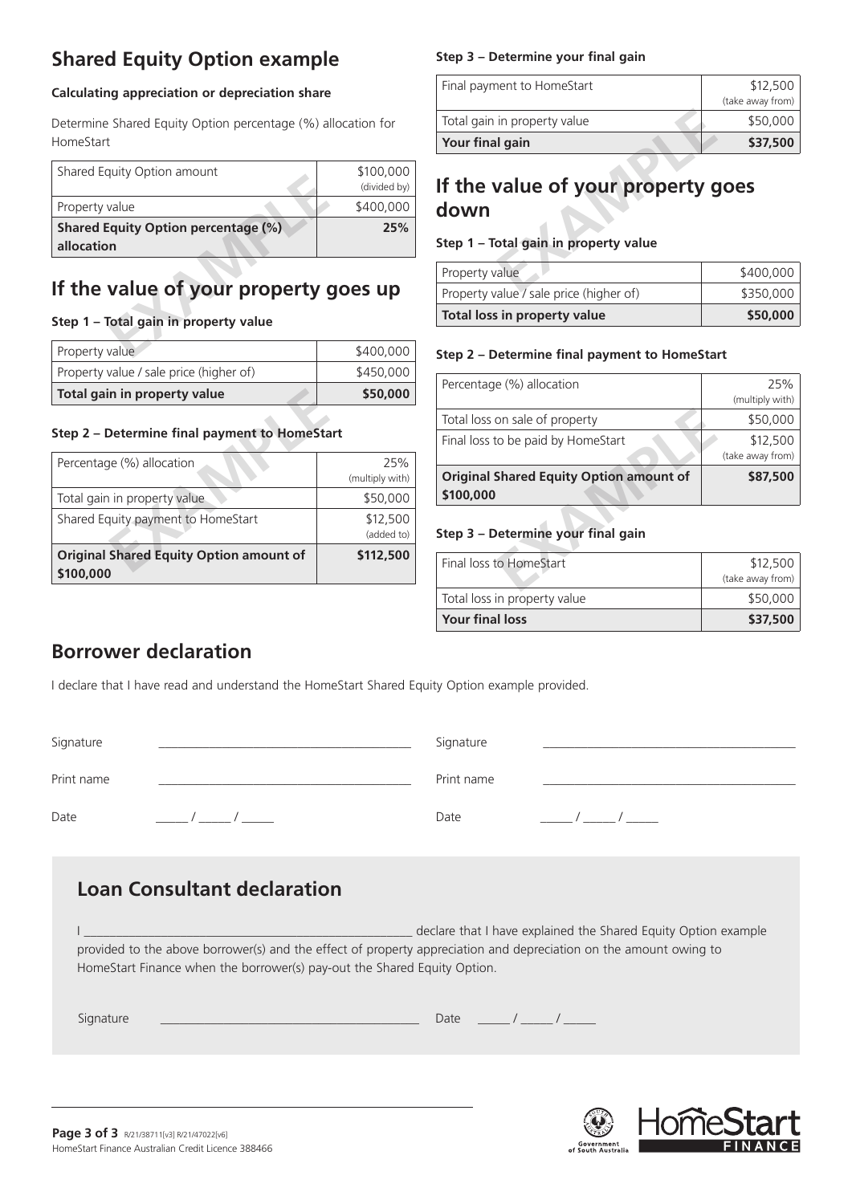## Shared Equity Option example

**Calculating appreciation or depreciation share**

Determine Shared Equity Option percentage (%) allocation for HomeStart

| | |
|---|---|
| Shared Equity Option amount | $100,000 (divided by) |
| Property value | $400,000 |
| **Shared Equity Option percentage (%) allocation** | **25%** |

## If the value of your property goes up

**Step 1 – Total gain in property value**

| | |
|---|---|
| Property value | $400,000 |
| Property value / sale price (higher of) | $450,000 |
| **Total gain in property value** | **$50,000** |

**Step 2 – Determine final payment to HomeStart**

| | |
|---|---|
| Percentage (%) allocation | 25% (multiply with) |
| Total gain in property value | $50,000 |
| Shared Equity payment to HomeStart | $12,500 (added to) |
| **Original Shared Equity Option amount of $100,000** | **$112,500** |

**Step 3 – Determine your final gain**

| | |
|---|---|
| Final payment to HomeStart | $12,500 (take away from) |
| Total gain in property value | $50,000 |
| **Your final gain** | **$37,500** |

## If the value of your property goes down

**Step 1 – Total gain in property value**

| | |
|---|---|
| Property value | $400,000 |
| Property value / sale price (higher of) | $350,000 |
| **Total loss in property value** | **$50,000** |

**Step 2 – Determine final payment to HomeStart**

| | |
|---|---|
| Percentage (%) allocation | 25% (multiply with) |
| Total loss on sale of property | $50,000 |
| Final loss to be paid by HomeStart | $12,500 (take away from) |
| **Original Shared Equity Option amount of $100,000** | **$87,500** |

**Step 3 – Determine your final gain**

| | |
|---|---|
| Final loss to HomeStart | $12,500 (take away from) |
| Total loss in property value | $50,000 |
| **Your final loss** | **$37,500** |

## Borrower declaration

I declare that I have read and understand the HomeStart Shared Equity Option example provided.

Signature ____________________ Signature ____________________

Print name ____________________ Print name ____________________

Date ____ / ____ / ____ Date ____ / ____ / ____

## Loan Consultant declaration

I ____________________ declare that I have explained the Shared Equity Option example provided to the above borrower(s) and the effect of property appreciation and depreciation on the amount owing to HomeStart Finance when the borrower(s) pay-out the Shared Equity Option.

Signature ____________________ Date ____ / ____ / ____

R/21/38711[v3] R/21/47022[v6]

HomeStart Finance Australian Credit Licence 388466